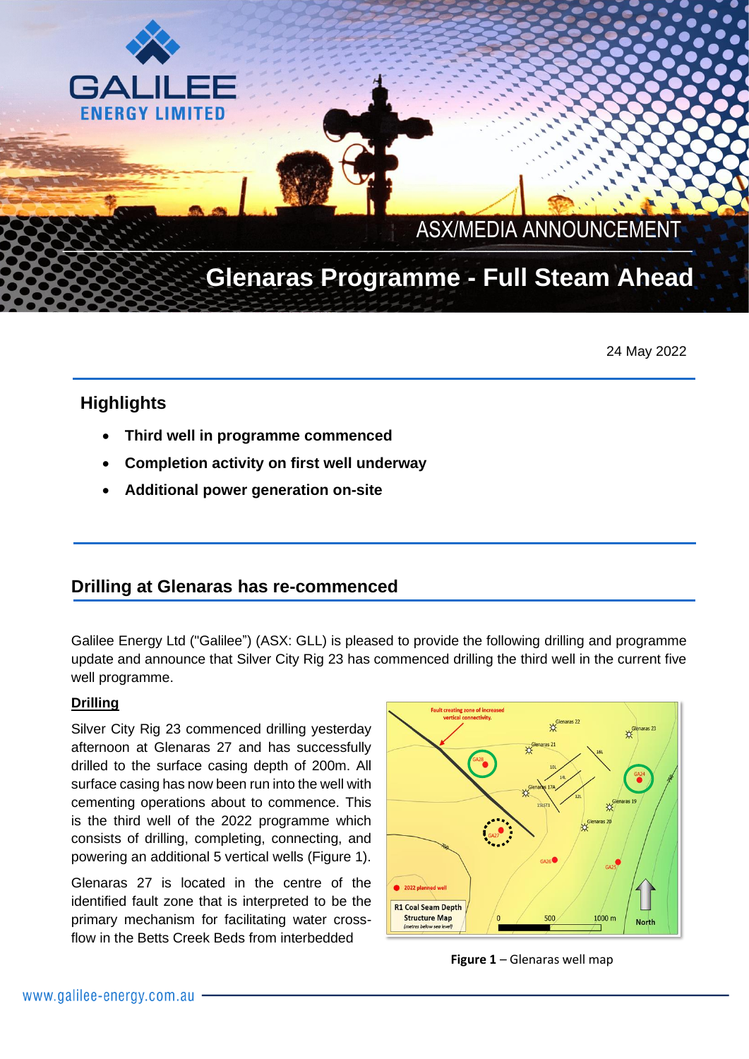ASX/MEDIA ANNOUNCEMENT

# Glenaras Programme - Full Steam Ahead

24 May 2022

## Highlights

- **Third well in programme commenced**
- **Completion activity on first well underway**
- **Additional power generation on-site**

## Drilling at Glenaras has re-commenced

Galilee Energy Ltd ("Galilee") (ASX: GLL) is pleased to provide the following drilling and programme update and announce that Silver City Rig 23 has commenced drilling the third well in the current five well programme.

### Drilling

Silver City Rig 23 commenced drilling yesterday afternoon at Glenaras 27 and has successfully drilled to the surface casing depth of 200m. All surface casing has now been run into the well with cementing operations about to commence. This is the third well of the 2022 programme which consists of drilling, completing, connecting, and powering an additional 5 vertical wells (Figure 1).

Glenaras 27 is located in the centre of the identified fault zone that is interpreted to be the primary mechanism for facilitating water cross-flow in the Betts Creek Beds from interbedded

**Figure 1** – Glenaras well map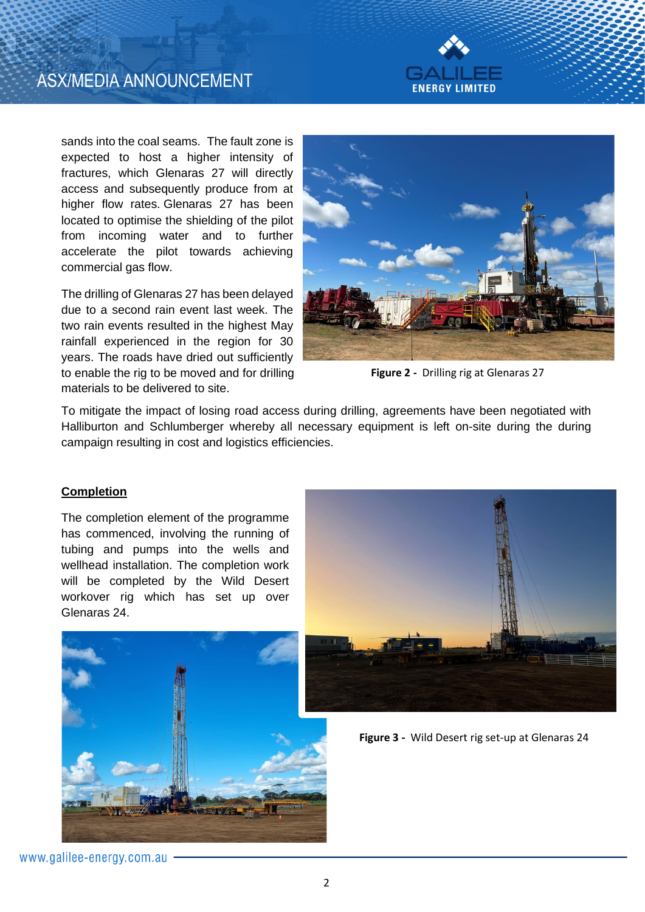sands into the coal seams. The fault zone is expected to host a higher intensity of fractures, which Glenaras 27 will directly access and subsequently produce from at higher flow rates. Glenaras 27 has been located to optimise the shielding of the pilot from incoming water and to further accelerate the pilot towards achieving commercial gas flow.

The drilling of Glenaras 27 has been delayed due to a second rain event last week. The two rain events resulted in the highest May rainfall experienced in the region for 30 years. The roads have dried out sufficiently to enable the rig to be moved and for drilling materials to be delivered to site.

**Figure 2 -** Drilling rig at Glenaras 27

To mitigate the impact of losing road access during drilling, agreements have been negotiated with Halliburton and Schlumberger whereby all necessary equipment is left on-site during the during campaign resulting in cost and logistics efficiencies.

**Completion**

The completion element of the programme has commenced, involving the running of tubing and pumps into the wells and wellhead installation. The completion work will be completed by the Wild Desert workover rig which has set up over Glenaras 24.

**Figure 3 -** Wild Desert rig set-up at Glenaras 24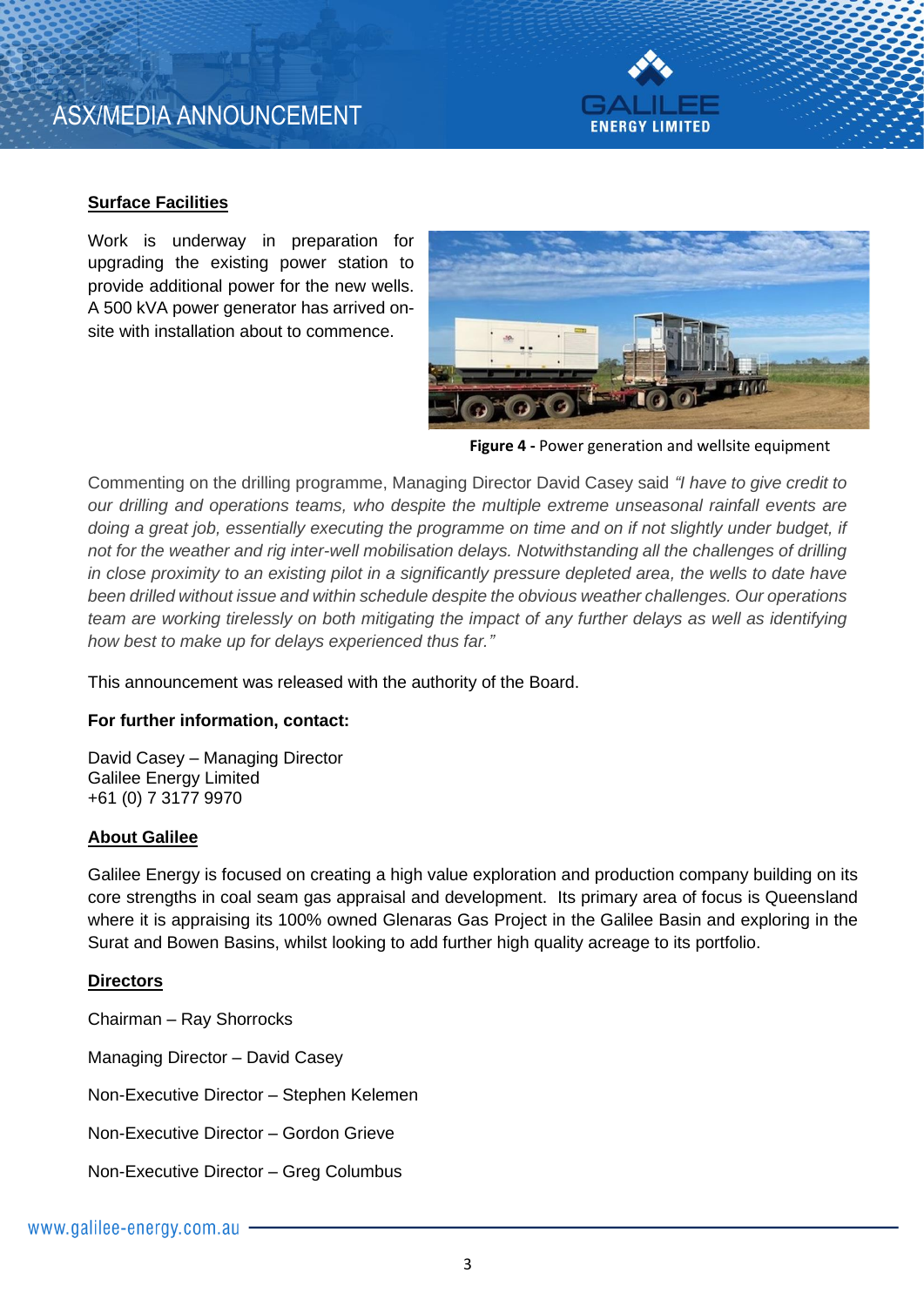## Surface Facilities

Work is underway in preparation for upgrading the existing power station to provide additional power for the new wells. A 500 kVA power generator has arrived on-site with installation about to commence.

**Figure 4 -** Power generation and wellsite equipment

Commenting on the drilling programme, Managing Director David Casey said *"I have to give credit to our drilling and operations teams, who despite the multiple extreme unseasonal rainfall events are doing a great job, essentially executing the programme on time and on if not slightly under budget, if not for the weather and rig inter-well mobilisation delays. Notwithstanding all the challenges of drilling in close proximity to an existing pilot in a significantly pressure depleted area, the wells to date have been drilled without issue and within schedule despite the obvious weather challenges. Our operations team are working tirelessly on both mitigating the impact of any further delays as well as identifying how best to make up for delays experienced thus far."*

This announcement was released with the authority of the Board.

**For further information, contact:**

David Casey – Managing Director
Galilee Energy Limited
+61 (0) 7 3177 9970

## About Galilee

Galilee Energy is focused on creating a high value exploration and production company building on its core strengths in coal seam gas appraisal and development. Its primary area of focus is Queensland where it is appraising its 100% owned Glenaras Gas Project in the Galilee Basin and exploring in the Surat and Bowen Basins, whilst looking to add further high quality acreage to its portfolio.

## Directors

Chairman – Ray Shorrocks

Managing Director – David Casey

Non-Executive Director – Stephen Kelemen

Non-Executive Director – Gordon Grieve

Non-Executive Director – Greg Columbus